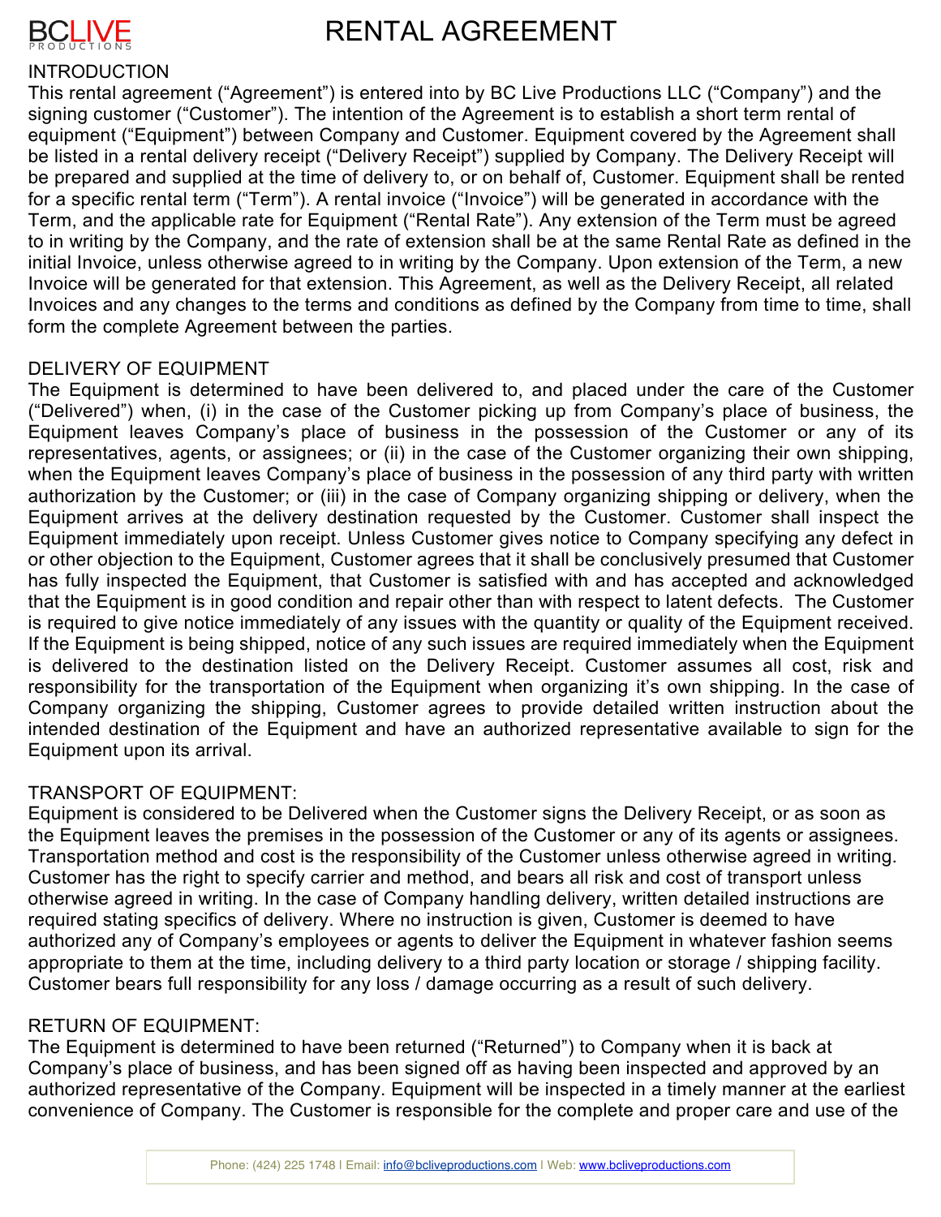# RENTAL AGREEMENT

## INTRODUCTION

This rental agreement ("Agreement") is entered into by BC Live Productions LLC ("Company") and the signing customer ("Customer"). The intention of the Agreement is to establish a short term rental of equipment ("Equipment") between Company and Customer. Equipment covered by the Agreement shall be listed in a rental delivery receipt ("Delivery Receipt") supplied by Company. The Delivery Receipt will be prepared and supplied at the time of delivery to, or on behalf of, Customer. Equipment shall be rented for a specific rental term ("Term"). A rental invoice ("Invoice") will be generated in accordance with the Term, and the applicable rate for Equipment ("Rental Rate"). Any extension of the Term must be agreed to in writing by the Company, and the rate of extension shall be at the same Rental Rate as defined in the initial Invoice, unless otherwise agreed to in writing by the Company. Upon extension of the Term, a new Invoice will be generated for that extension. This Agreement, as well as the Delivery Receipt, all related Invoices and any changes to the terms and conditions as defined by the Company from time to time, shall form the complete Agreement between the parties.

## DELIVERY OF EQUIPMENT

The Equipment is determined to have been delivered to, and placed under the care of the Customer ("Delivered") when, (i) in the case of the Customer picking up from Company's place of business, the Equipment leaves Company's place of business in the possession of the Customer or any of its representatives, agents, or assignees; or (ii) in the case of the Customer organizing their own shipping, when the Equipment leaves Company's place of business in the possession of any third party with written authorization by the Customer; or (iii) in the case of Company organizing shipping or delivery, when the Equipment arrives at the delivery destination requested by the Customer. Customer shall inspect the Equipment immediately upon receipt. Unless Customer gives notice to Company specifying any defect in or other objection to the Equipment, Customer agrees that it shall be conclusively presumed that Customer has fully inspected the Equipment, that Customer is satisfied with and has accepted and acknowledged that the Equipment is in good condition and repair other than with respect to latent defects. The Customer is required to give notice immediately of any issues with the quantity or quality of the Equipment received. If the Equipment is being shipped, notice of any such issues are required immediately when the Equipment is delivered to the destination listed on the Delivery Receipt. Customer assumes all cost, risk and responsibility for the transportation of the Equipment when organizing it's own shipping. In the case of Company organizing the shipping, Customer agrees to provide detailed written instruction about the intended destination of the Equipment and have an authorized representative available to sign for the Equipment upon its arrival.

## TRANSPORT OF EQUIPMENT:

Equipment is considered to be Delivered when the Customer signs the Delivery Receipt, or as soon as the Equipment leaves the premises in the possession of the Customer or any of its agents or assignees. Transportation method and cost is the responsibility of the Customer unless otherwise agreed in writing. Customer has the right to specify carrier and method, and bears all risk and cost of transport unless otherwise agreed in writing. In the case of Company handling delivery, written detailed instructions are required stating specifics of delivery. Where no instruction is given, Customer is deemed to have authorized any of Company's employees or agents to deliver the Equipment in whatever fashion seems appropriate to them at the time, including delivery to a third party location or storage / shipping facility. Customer bears full responsibility for any loss / damage occurring as a result of such delivery.

## RETURN OF EQUIPMENT:

The Equipment is determined to have been returned ("Returned") to Company when it is back at Company's place of business, and has been signed off as having been inspected and approved by an authorized representative of the Company. Equipment will be inspected in a timely manner at the earliest convenience of Company. The Customer is responsible for the complete and proper care and use of the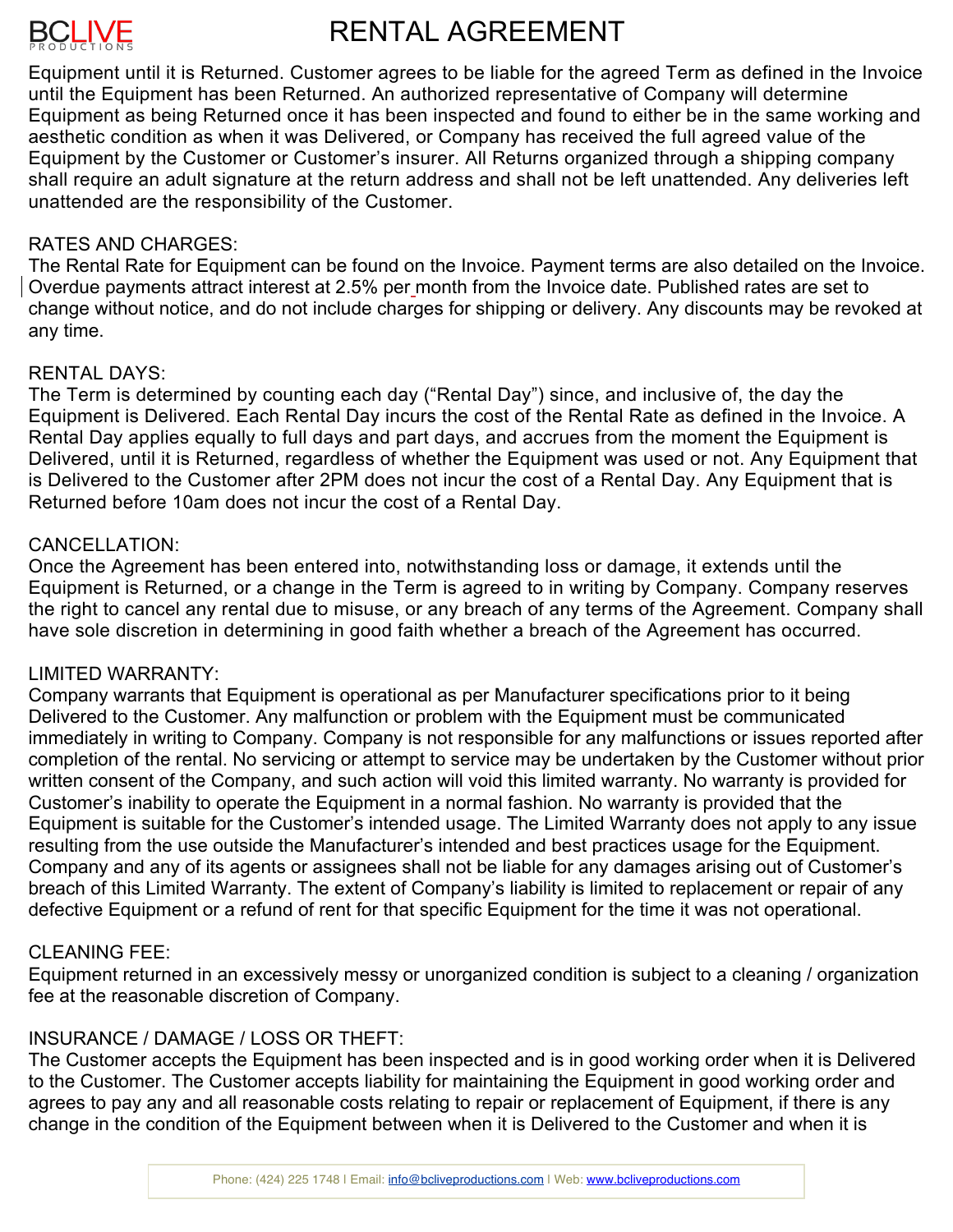Equipment until it is Returned. Customer agrees to be liable for the agreed Term as defined in the Invoice until the Equipment has been Returned. An authorized representative of Company will determine Equipment as being Returned once it has been inspected and found to either be in the same working and aesthetic condition as when it was Delivered, or Company has received the full agreed value of the Equipment by the Customer or Customer's insurer. All Returns organized through a shipping company shall require an adult signature at the return address and shall not be left unattended. Any deliveries left unattended are the responsibility of the Customer.

RATES AND CHARGES:
The Rental Rate for Equipment can be found on the Invoice. Payment terms are also detailed on the Invoice. Overdue payments attract interest at 2.5% per month from the Invoice date. Published rates are set to change without notice, and do not include charges for shipping or delivery. Any discounts may be revoked at any time.

RENTAL DAYS:
The Term is determined by counting each day ("Rental Day") since, and inclusive of, the day the Equipment is Delivered. Each Rental Day incurs the cost of the Rental Rate as defined in the Invoice. A Rental Day applies equally to full days and part days, and accrues from the moment the Equipment is Delivered, until it is Returned, regardless of whether the Equipment was used or not. Any Equipment that is Delivered to the Customer after 2PM does not incur the cost of a Rental Day. Any Equipment that is Returned before 10am does not incur the cost of a Rental Day.

CANCELLATION:
Once the Agreement has been entered into, notwithstanding loss or damage, it extends until the Equipment is Returned, or a change in the Term is agreed to in writing by Company. Company reserves the right to cancel any rental due to misuse, or any breach of any terms of the Agreement. Company shall have sole discretion in determining in good faith whether a breach of the Agreement has occurred.

LIMITED WARRANTY:
Company warrants that Equipment is operational as per Manufacturer specifications prior to it being Delivered to the Customer. Any malfunction or problem with the Equipment must be communicated immediately in writing to Company. Company is not responsible for any malfunctions or issues reported after completion of the rental. No servicing or attempt to service may be undertaken by the Customer without prior written consent of the Company, and such action will void this limited warranty. No warranty is provided for Customer's inability to operate the Equipment in a normal fashion. No warranty is provided that the Equipment is suitable for the Customer's intended usage. The Limited Warranty does not apply to any issue resulting from the use outside the Manufacturer's intended and best practices usage for the Equipment. Company and any of its agents or assignees shall not be liable for any damages arising out of Customer's breach of this Limited Warranty. The extent of Company's liability is limited to replacement or repair of any defective Equipment or a refund of rent for that specific Equipment for the time it was not operational.

CLEANING FEE:
Equipment returned in an excessively messy or unorganized condition is subject to a cleaning / organization fee at the reasonable discretion of Company.

INSURANCE / DAMAGE / LOSS OR THEFT:
The Customer accepts the Equipment has been inspected and is in good working order when it is Delivered to the Customer. The Customer accepts liability for maintaining the Equipment in good working order and agrees to pay any and all reasonable costs relating to repair or replacement of Equipment, if there is any change in the condition of the Equipment between when it is Delivered to the Customer and when it is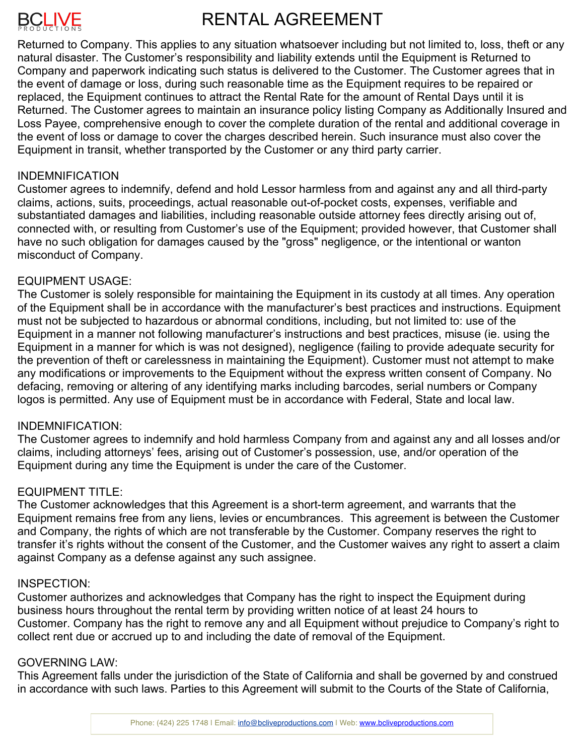Returned to Company. This applies to any situation whatsoever including but not limited to, loss, theft or any natural disaster. The Customer's responsibility and liability extends until the Equipment is Returned to Company and paperwork indicating such status is delivered to the Customer. The Customer agrees that in the event of damage or loss, during such reasonable time as the Equipment requires to be repaired or replaced, the Equipment continues to attract the Rental Rate for the amount of Rental Days until it is Returned. The Customer agrees to maintain an insurance policy listing Company as Additionally Insured and Loss Payee, comprehensive enough to cover the complete duration of the rental and additional coverage in the event of loss or damage to cover the charges described herein. Such insurance must also cover the Equipment in transit, whether transported by the Customer or any third party carrier.

INDEMNIFICATION

Customer agrees to indemnify, defend and hold Lessor harmless from and against any and all third-party claims, actions, suits, proceedings, actual reasonable out-of-pocket costs, expenses, verifiable and substantiated damages and liabilities, including reasonable outside attorney fees directly arising out of, connected with, or resulting from Customer's use of the Equipment; provided however, that Customer shall have no such obligation for damages caused by the "gross" negligence, or the intentional or wanton misconduct of Company.

EQUIPMENT USAGE:

The Customer is solely responsible for maintaining the Equipment in its custody at all times. Any operation of the Equipment shall be in accordance with the manufacturer's best practices and instructions. Equipment must not be subjected to hazardous or abnormal conditions, including, but not limited to: use of the Equipment in a manner not following manufacturer's instructions and best practices, misuse (ie. using the Equipment in a manner for which is was not designed), negligence (failing to provide adequate security for the prevention of theft or carelessness in maintaining the Equipment). Customer must not attempt to make any modifications or improvements to the Equipment without the express written consent of Company. No defacing, removing or altering of any identifying marks including barcodes, serial numbers or Company logos is permitted. Any use of Equipment must be in accordance with Federal, State and local law.

INDEMNIFICATION:

The Customer agrees to indemnify and hold harmless Company from and against any and all losses and/or claims, including attorneys' fees, arising out of Customer's possession, use, and/or operation of the Equipment during any time the Equipment is under the care of the Customer.

EQUIPMENT TITLE:

The Customer acknowledges that this Agreement is a short-term agreement, and warrants that the Equipment remains free from any liens, levies or encumbrances. This agreement is between the Customer and Company, the rights of which are not transferable by the Customer. Company reserves the right to transfer it's rights without the consent of the Customer, and the Customer waives any right to assert a claim against Company as a defense against any such assignee.

INSPECTION:

Customer authorizes and acknowledges that Company has the right to inspect the Equipment during business hours throughout the rental term by providing written notice of at least 24 hours to Customer. Company has the right to remove any and all Equipment without prejudice to Company's right to collect rent due or accrued up to and including the date of removal of the Equipment.

GOVERNING LAW:

This Agreement falls under the jurisdiction of the State of California and shall be governed by and construed in accordance with such laws. Parties to this Agreement will submit to the Courts of the State of California,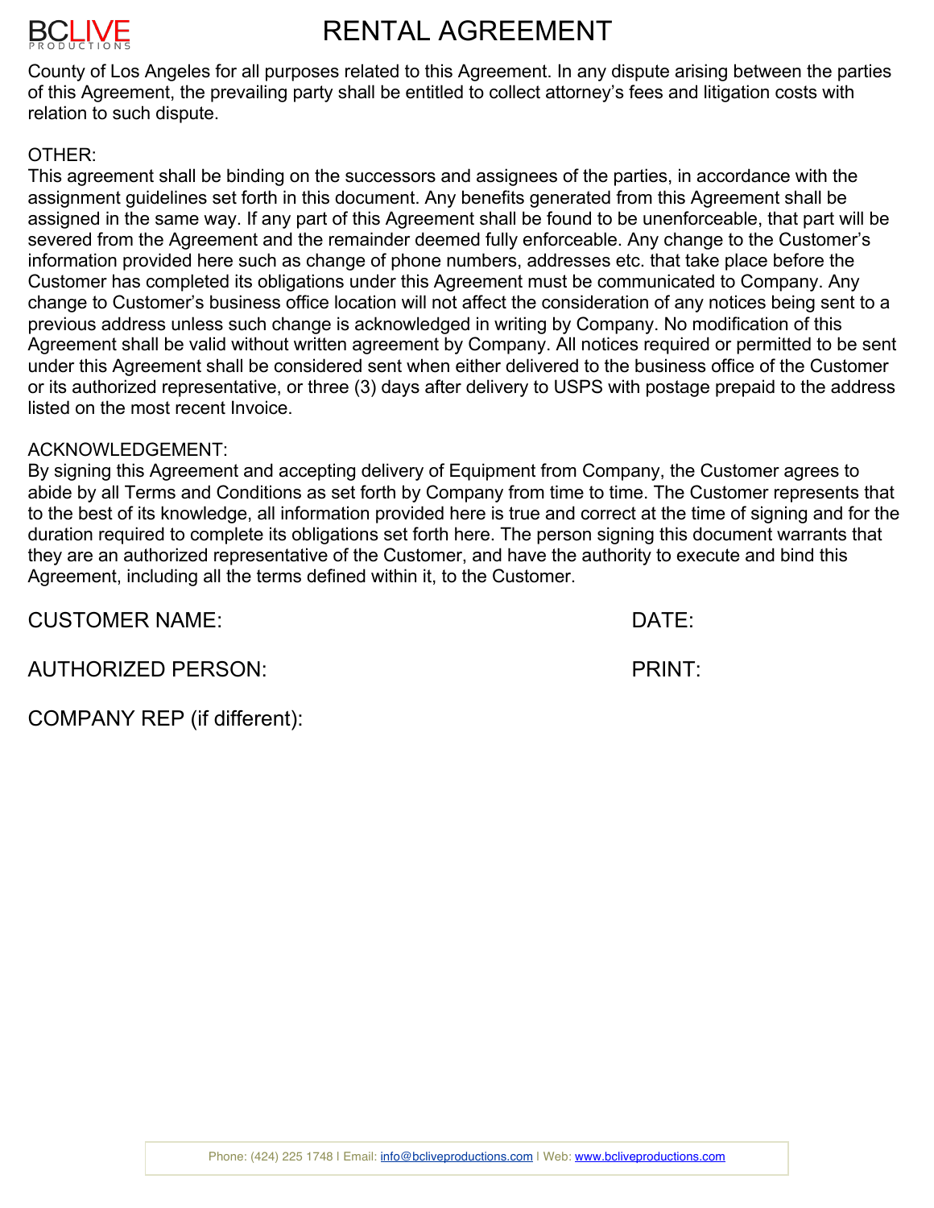County of Los Angeles for all purposes related to this Agreement. In any dispute arising between the parties of this Agreement, the prevailing party shall be entitled to collect attorney's fees and litigation costs with relation to such dispute.

OTHER:
This agreement shall be binding on the successors and assignees of the parties, in accordance with the assignment guidelines set forth in this document. Any benefits generated from this Agreement shall be assigned in the same way. If any part of this Agreement shall be found to be unenforceable, that part will be severed from the Agreement and the remainder deemed fully enforceable. Any change to the Customer's information provided here such as change of phone numbers, addresses etc. that take place before the Customer has completed its obligations under this Agreement must be communicated to Company. Any change to Customer's business office location will not affect the consideration of any notices being sent to a previous address unless such change is acknowledged in writing by Company. No modification of this Agreement shall be valid without written agreement by Company. All notices required or permitted to be sent under this Agreement shall be considered sent when either delivered to the business office of the Customer or its authorized representative, or three (3) days after delivery to USPS with postage prepaid to the address listed on the most recent Invoice.

ACKNOWLEDGEMENT:
By signing this Agreement and accepting delivery of Equipment from Company, the Customer agrees to abide by all Terms and Conditions as set forth by Company from time to time. The Customer represents that to the best of its knowledge, all information provided here is true and correct at the time of signing and for the duration required to complete its obligations set forth here. The person signing this document warrants that they are an authorized representative of the Customer, and have the authority to execute and bind this Agreement, including all the terms defined within it, to the Customer.

CUSTOMER NAME: DATE:

AUTHORIZED PERSON: PRINT:

COMPANY REP (if different):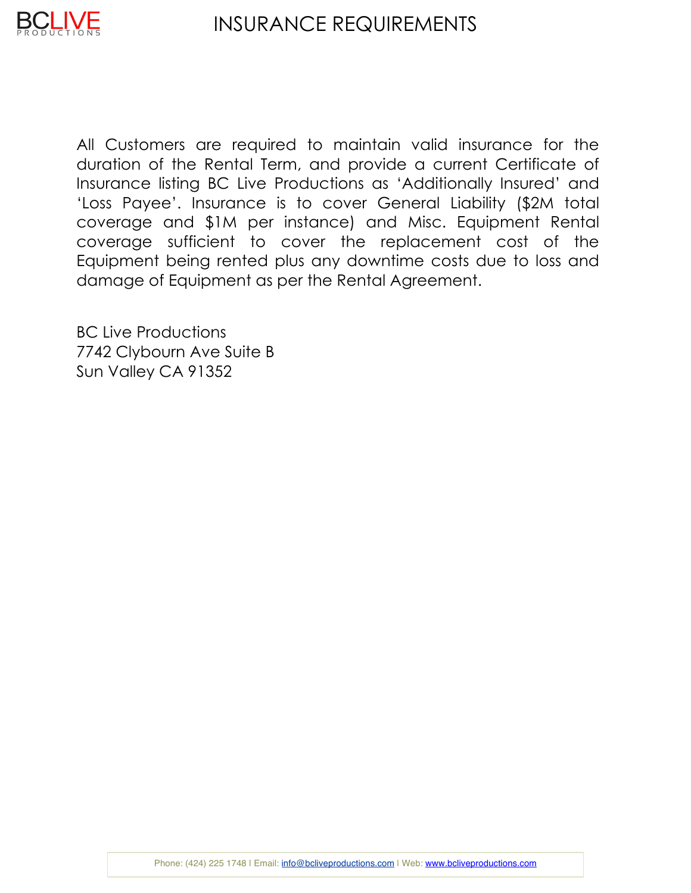# INSURANCE REQUIREMENTS

All Customers are required to maintain valid insurance for the duration of the Rental Term, and provide a current Certificate of Insurance listing BC Live Productions as 'Additionally Insured' and 'Loss Payee'. Insurance is to cover General Liability ($2M total coverage and $1M per instance) and Misc. Equipment Rental coverage sufficient to cover the replacement cost of the Equipment being rented plus any downtime costs due to loss and damage of Equipment as per the Rental Agreement.

BC Live Productions
7742 Clybourn Ave Suite B
Sun Valley CA 91352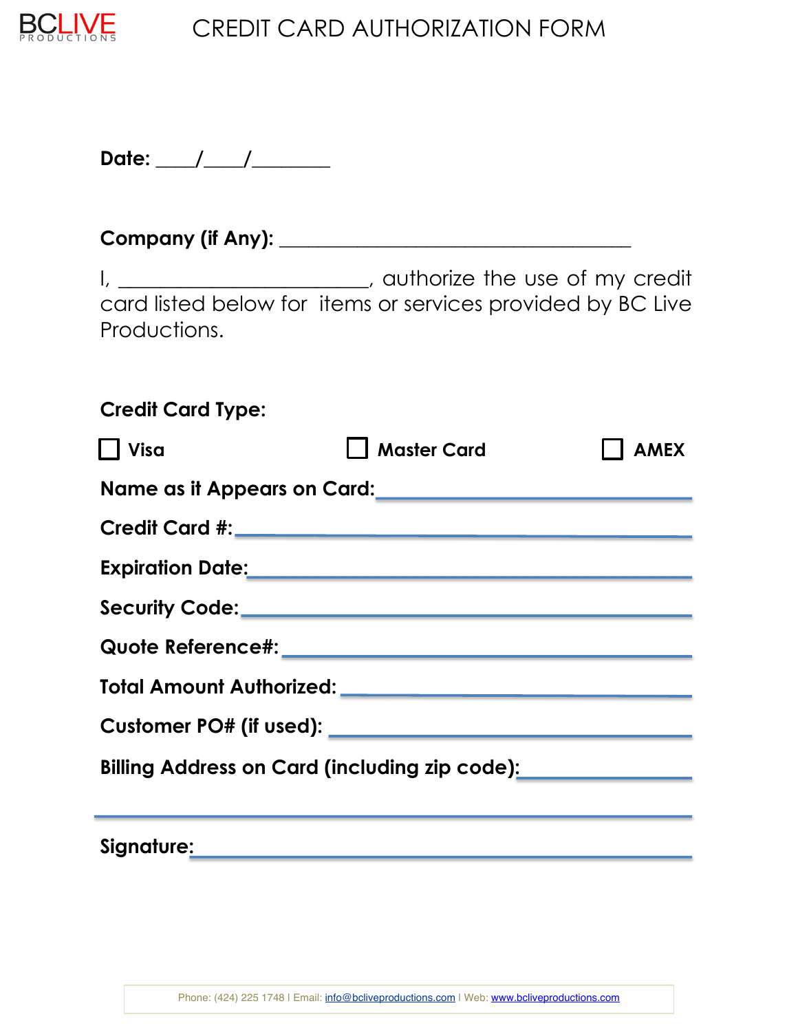BCLIVE PRODUCTIONS

# CREDIT CARD AUTHORIZATION FORM

**Date:** ____/____/________

**Company (if Any):** ____________________________________

I, _________________________, authorize the use of my credit card listed below for items or services provided by BC Live Productions.

**Credit Card Type:**

☐ **Visa** ☐ **Master Card** ☐ **AMEX**

**Name as it Appears on Card:** ______________________________

**Credit Card #:** ______________________________

**Expiration Date:** ______________________________

**Security Code:** ______________________________

**Quote Reference#:** ______________________________

**Total Amount Authorized:** ______________________________

**Customer PO# (if used):** ______________________________

**Billing Address on Card (including zip code):** ______________________________

______________________________

**Signature:** ______________________________

Phone: (424) 225 1748 I Email: info@bcliveproductions.com I Web: www.bcliveproductions.com